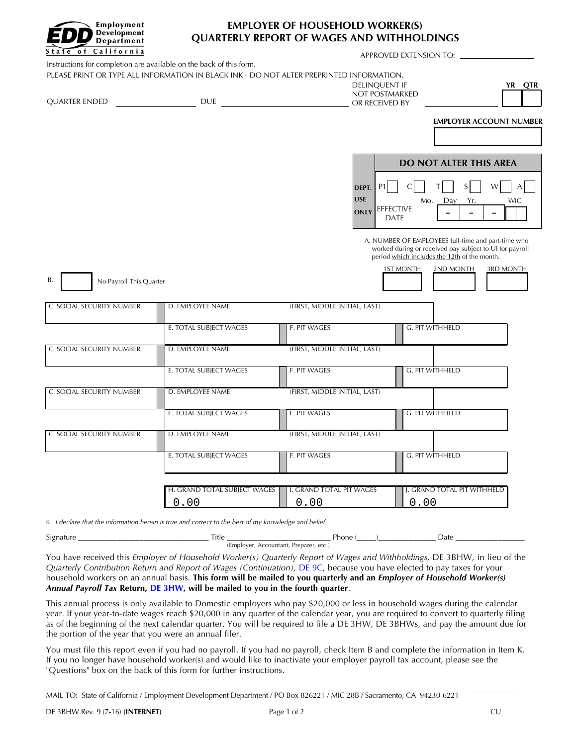**EDD** Employment Development Department
State of California

# EMPLOYER OF HOUSEHOLD WORKER(S) QUARTERLY REPORT OF WAGES AND WITHHOLDINGS

APPROVED EXTENSION TO: ____________

Instructions for completion are available on the back of this form.

PLEASE PRINT OR TYPE ALL INFORMATION IN BLACK INK - DO NOT ALTER PREPRINTED INFORMATION.

QUARTER ENDED ____________ DUE ____________ DELINQUENT IF NOT POSTMARKED OR RECEIVED BY ____________ | YR | QTR |

**EMPLOYER ACCOUNT NUMBER**

| DO NOT ALTER THIS AREA | | | | | | |
|---|---|---|---|---|---|---|
| DEPT. USE ONLY | P1 | C | T | S | W | A |
| | EFFECTIVE DATE | Mo. | Day | Yr. | | WIC |

A. NUMBER OF EMPLOYEES full-time and part-time who worked during or received pay subject to UI for payroll period which includes the 12th of the month.

| 1ST MONTH | 2ND MONTH | 3RD MONTH |
|---|---|---|
| | | |

B. [ ] No Payroll This Quarter

| C. SOCIAL SECURITY NUMBER | D. EMPLOYEE NAME (FIRST, MIDDLE INITIAL, LAST) | | |
|---|---|---|---|
| | E. TOTAL SUBJECT WAGES | F. PIT WAGES | G. PIT WITHHELD |
| C. SOCIAL SECURITY NUMBER | D. EMPLOYEE NAME (FIRST, MIDDLE INITIAL, LAST) | | |
| | E. TOTAL SUBJECT WAGES | F. PIT WAGES | G. PIT WITHHELD |
| C. SOCIAL SECURITY NUMBER | D. EMPLOYEE NAME (FIRST, MIDDLE INITIAL, LAST) | | |
| | E. TOTAL SUBJECT WAGES | F. PIT WAGES | G. PIT WITHHELD |
| C. SOCIAL SECURITY NUMBER | D. EMPLOYEE NAME (FIRST, MIDDLE INITIAL, LAST) | | |
| | E. TOTAL SUBJECT WAGES | F. PIT WAGES | G. PIT WITHHELD |

| H. GRAND TOTAL SUBJECT WAGES | I. GRAND TOTAL PIT WAGES | J. GRAND TOTAL PIT WITHHELD |
|---|---|---|
| 0.00 | 0.00 | 0.00 |

K. *I declare that the information herein is true and correct to the best of my knowledge and belief.*

Signature ____________ Title ____________ (Employer, Accountant, Preparer, etc.) Phone (_____)____________ Date ____________

You have received this *Employer of Household Worker(s) Quarterly Report of Wages and Withholdings,* DE 3BHW, in lieu of the *Quarterly Contribution Return and Report of Wages (Continuation),* DE 9C, because you have elected to pay taxes for your household workers on an annual basis. **This form will be mailed to you quarterly and an *Employer of Household Worker(s) Annual Payroll Tax* Return, DE 3HW, will be mailed to you in the fourth quarter**.

This annual process is only available to Domestic employers who pay $20,000 or less in household wages during the calendar year. If your year-to-date wages reach $20,000 in any quarter of the calendar year, you are required to convert to quarterly filing as of the beginning of the next calendar quarter. You will be required to file a DE 3HW, DE 3BHWs, and pay the amount due for the portion of the year that you were an annual filer.

You must file this report even if you had no payroll. If you had no payroll, check Item B and complete the information in Item K. If you no longer have household worker(s) and would like to inactivate your employer payroll tax account, please see the "Questions" box on the back of this form for further instructions.

MAIL TO: State of California / Employment Development Department / PO Box 826221 / MIC 28B / Sacramento, CA 94230-6221

DE 3BHW Rev. 9 (7-16) **(INTERNET)** CU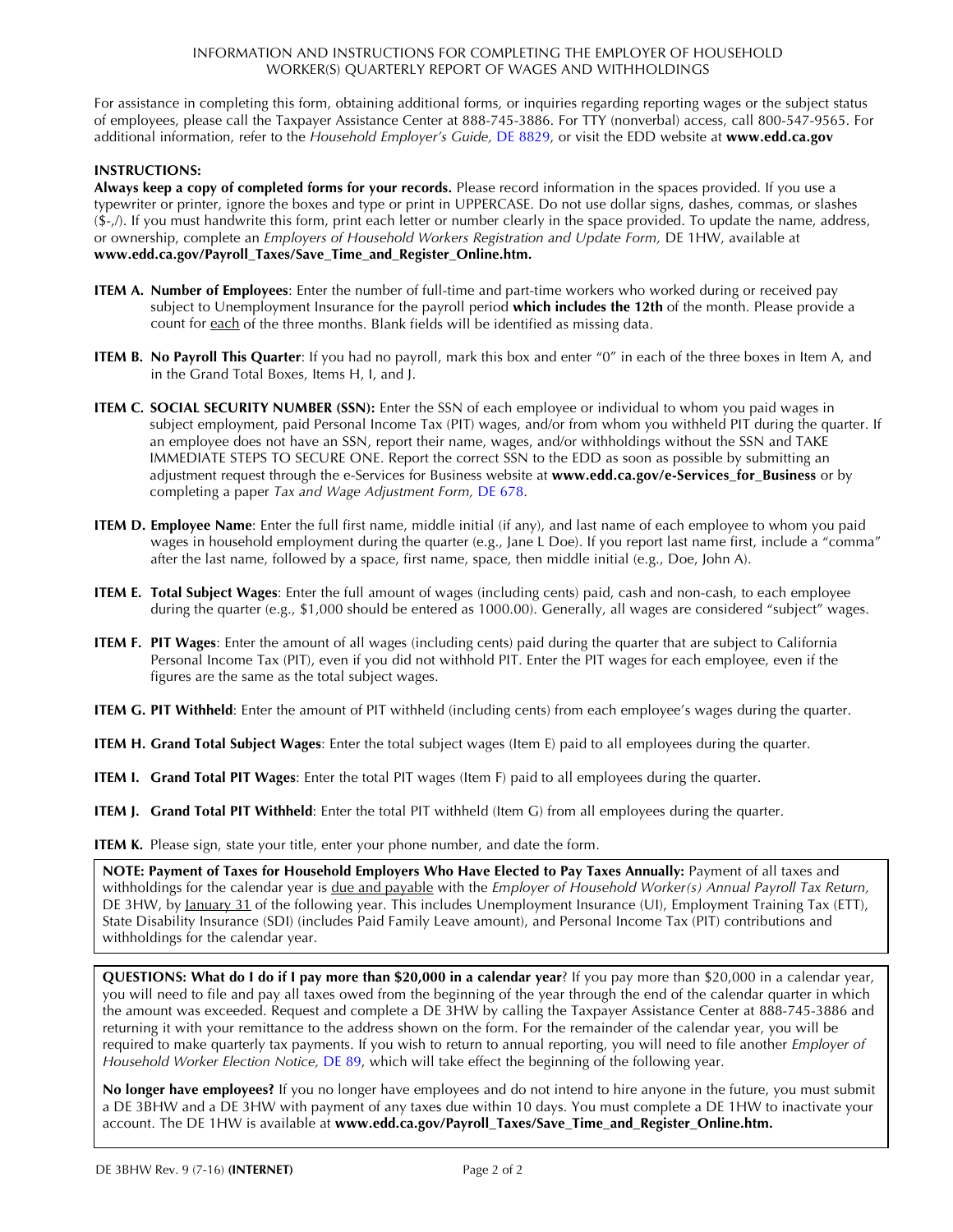# INFORMATION AND INSTRUCTIONS FOR COMPLETING THE EMPLOYER OF HOUSEHOLD WORKER(S) QUARTERLY REPORT OF WAGES AND WITHHOLDINGS

For assistance in completing this form, obtaining additional forms, or inquiries regarding reporting wages or the subject status of employees, please call the Taxpayer Assistance Center at 888-745-3886. For TTY (nonverbal) access, call 800-547-9565. For additional information, refer to the *Household Employer's Guide,* DE 8829, or visit the EDD website at **www.edd.ca.gov**

**INSTRUCTIONS:**

**Always keep a copy of completed forms for your records.** Please record information in the spaces provided. If you use a typewriter or printer, ignore the boxes and type or print in UPPERCASE. Do not use dollar signs, dashes, commas, or slashes ($-,/). If you must handwrite this form, print each letter or number clearly in the space provided. To update the name, address, or ownership, complete an *Employers of Household Workers Registration and Update Form,* DE 1HW, available at **www.edd.ca.gov/Payroll_Taxes/Save_Time_and_Register_Online.htm.**

**ITEM A. Number of Employees**: Enter the number of full-time and part-time workers who worked during or received pay subject to Unemployment Insurance for the payroll period **which includes the 12th** of the month. Please provide a count for each of the three months. Blank fields will be identified as missing data.

**ITEM B. No Payroll This Quarter**: If you had no payroll, mark this box and enter "0" in each of the three boxes in Item A, and in the Grand Total Boxes, Items H, I, and J.

**ITEM C. SOCIAL SECURITY NUMBER (SSN):** Enter the SSN of each employee or individual to whom you paid wages in subject employment, paid Personal Income Tax (PIT) wages, and/or from whom you withheld PIT during the quarter. If an employee does not have an SSN, report their name, wages, and/or withholdings without the SSN and TAKE IMMEDIATE STEPS TO SECURE ONE. Report the correct SSN to the EDD as soon as possible by submitting an adjustment request through the e-Services for Business website at **www.edd.ca.gov/e-Services_for_Business** or by completing a paper *Tax and Wage Adjustment Form,* DE 678.

**ITEM D. Employee Name**: Enter the full first name, middle initial (if any), and last name of each employee to whom you paid wages in household employment during the quarter (e.g., Jane L Doe). If you report last name first, include a "comma" after the last name, followed by a space, first name, space, then middle initial (e.g., Doe, John A).

**ITEM E. Total Subject Wages**: Enter the full amount of wages (including cents) paid, cash and non-cash, to each employee during the quarter (e.g., $1,000 should be entered as 1000.00). Generally, all wages are considered "subject" wages.

**ITEM F. PIT Wages**: Enter the amount of all wages (including cents) paid during the quarter that are subject to California Personal Income Tax (PIT), even if you did not withhold PIT. Enter the PIT wages for each employee, even if the figures are the same as the total subject wages.

**ITEM G. PIT Withheld**: Enter the amount of PIT withheld (including cents) from each employee's wages during the quarter.

**ITEM H. Grand Total Subject Wages**: Enter the total subject wages (Item E) paid to all employees during the quarter.

**ITEM I. Grand Total PIT Wages**: Enter the total PIT wages (Item F) paid to all employees during the quarter.

**ITEM J. Grand Total PIT Withheld**: Enter the total PIT withheld (Item G) from all employees during the quarter.

**ITEM K.** Please sign, state your title, enter your phone number, and date the form.

**NOTE: Payment of Taxes for Household Employers Who Have Elected to Pay Taxes Annually:** Payment of all taxes and withholdings for the calendar year is due and payable with the *Employer of Household Worker(s) Annual Payroll Tax Return,* DE 3HW, by January 31 of the following year. This includes Unemployment Insurance (UI), Employment Training Tax (ETT), State Disability Insurance (SDI) (includes Paid Family Leave amount), and Personal Income Tax (PIT) contributions and withholdings for the calendar year.

**QUESTIONS: What do I do if I pay more than $20,000 in a calendar year**? If you pay more than $20,000 in a calendar year, you will need to file and pay all taxes owed from the beginning of the year through the end of the calendar quarter in which the amount was exceeded. Request and complete a DE 3HW by calling the Taxpayer Assistance Center at 888-745-3886 and returning it with your remittance to the address shown on the form. For the remainder of the calendar year, you will be required to make quarterly tax payments. If you wish to return to annual reporting, you will need to file another *Employer of Household Worker Election Notice,* DE 89, which will take effect the beginning of the following year.

**No longer have employees?** If you no longer have employees and do not intend to hire anyone in the future, you must submit a DE 3BHW and a DE 3HW with payment of any taxes due within 10 days. You must complete a DE 1HW to inactivate your account. The DE 1HW is available at **www.edd.ca.gov/Payroll_Taxes/Save_Time_and_Register_Online.htm.**

DE 3BHW Rev. 9 (7-16) **(INTERNET)**